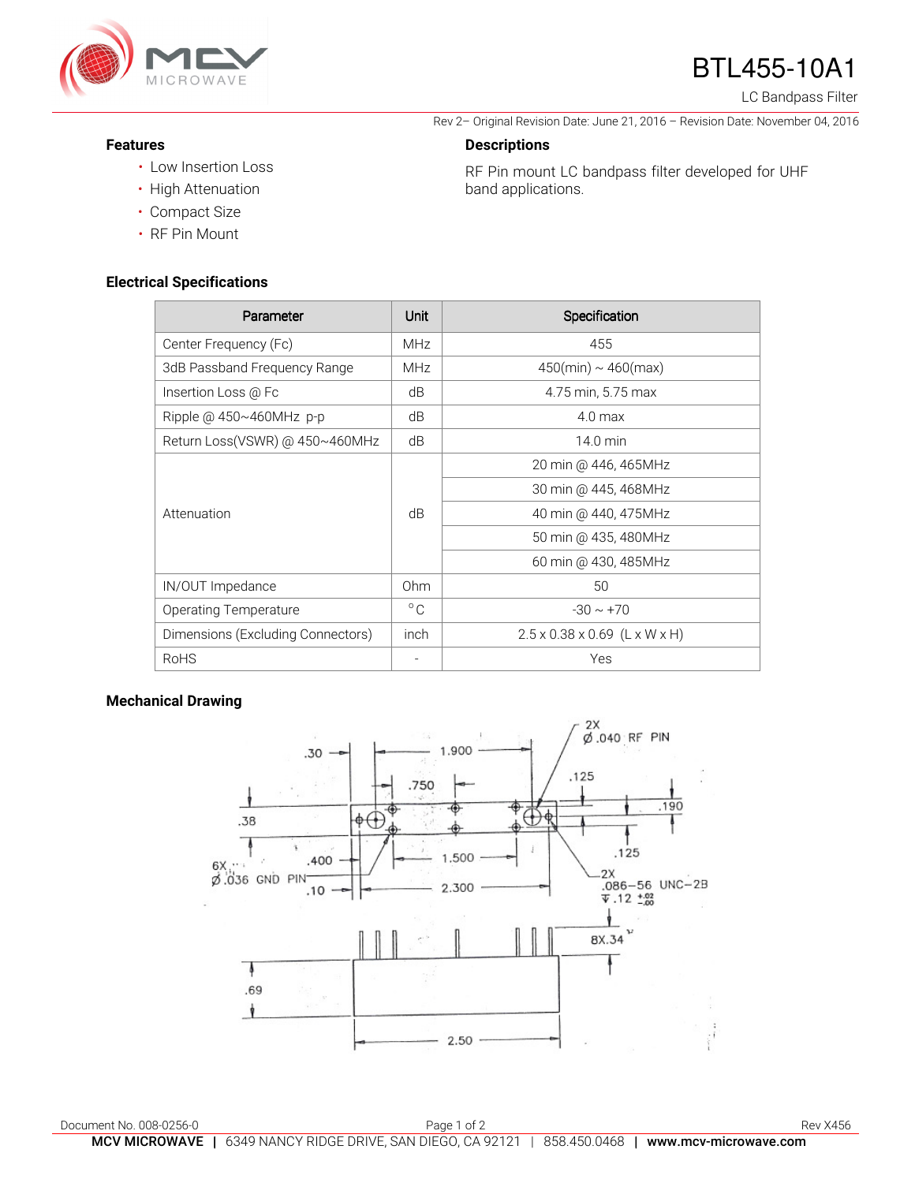# BTL455-10A1

LC Bandpass Filter

Rev 2– Original Revision Date: June 21, 2016 – Revision Date: November 04, 2016

## Features

- Low Insertion Loss
- High Attenuation
- Compact Size
- RF Pin Mount

## Descriptions

RF Pin mount LC bandpass filter developed for UHF band applications.

## Electrical Specifications

| Parameter | Unit | Specification |
|---|---|---|
| Center Frequency (Fc) | MHz | 455 |
| 3dB Passband Frequency Range | MHz | 450(min) ~ 460(max) |
| Insertion Loss @ Fc | dB | 4.75 min, 5.75 max |
| Ripple @ 450~460MHz p-p | dB | 4.0 max |
| Return Loss(VSWR) @ 450~460MHz | dB | 14.0 min |
| Attenuation | dB | 20 min @ 446, 465MHz |
| | | 30 min @ 445, 468MHz |
| | | 40 min @ 440, 475MHz |
| | | 50 min @ 435, 480MHz |
| | | 60 min @ 430, 485MHz |
| IN/OUT Impedance | Ohm | 50 |
| Operating Temperature | °C | -30 ~ +70 |
| Dimensions (Excluding Connectors) | inch | 2.5 x 0.38 x 0.69 (L x W x H) |
| RoHS | - | Yes |

## Mechanical Drawing

.30 — 1.900 — 2X Ø.040 RF PIN — .750 — .125 — .38 — .190 — .125 — 6X Ø.036 GND PIN — .400 — 1.500 — .10 — 2.300 — 2X .086–56 UNC–2B ↧.12 +.02/−.00 — 8X.34 — .69 — 2.50

Document No. 008-0256-0

Rev X456

**MCV MICROWAVE** | 6349 NANCY RIDGE DRIVE, SAN DIEGO, CA 92121 | 858.450.0468 | **www.mcv-microwave.com**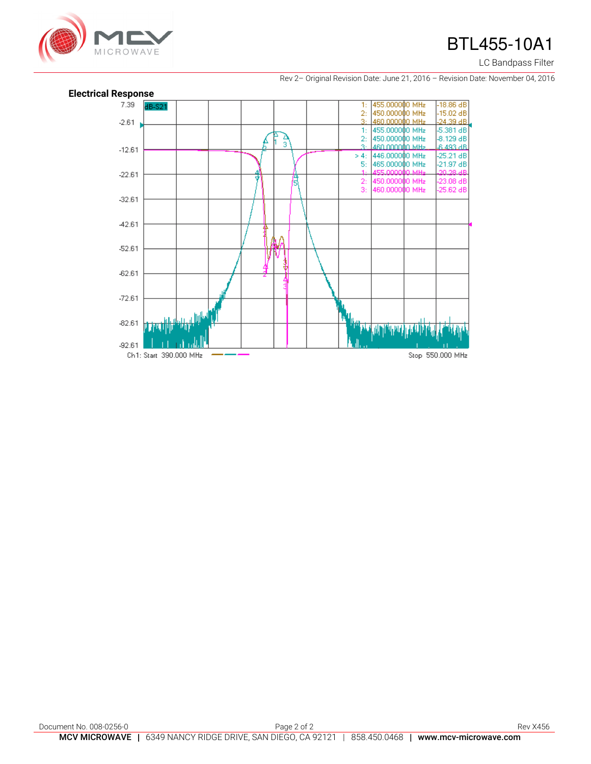BTL455-10A1

LC Bandpass Filter

Rev 2– Original Revision Date: June 21, 2016 – Revision Date: November 04, 2016

## Electrical Response

dB-S21

7.39
-2.61
-12.61
-22.61
-32.61
-42.61
-52.61
-62.61
-72.61
-82.61
-92.61

1: 455.000000 MHz -18.86 dB
2: 450.000000 MHz -15.02 dB
3: 460.000000 MHz -24.39 dB
1: 455.000000 MHz -5.381 dB
2: 450.000000 MHz -8.129 dB
3: 460.000000 MHz -6.493 dB
> 4: 446.000000 MHz -25.21 dB
5: 465.000000 MHz -21.97 dB
1: 455.000000 MHz -20.28 dB
2: 450.000000 MHz -23.08 dB
3: 460.000000 MHz -25.62 dB

Ch1: Start 390.000 MHz

Stop 550.000 MHz

Document No. 008-0256-0

Rev X456

**MCV MICROWAVE** | 6349 NANCY RIDGE DRIVE, SAN DIEGO, CA 92121 | 858.450.0468 | **www.mcv-microwave.com**